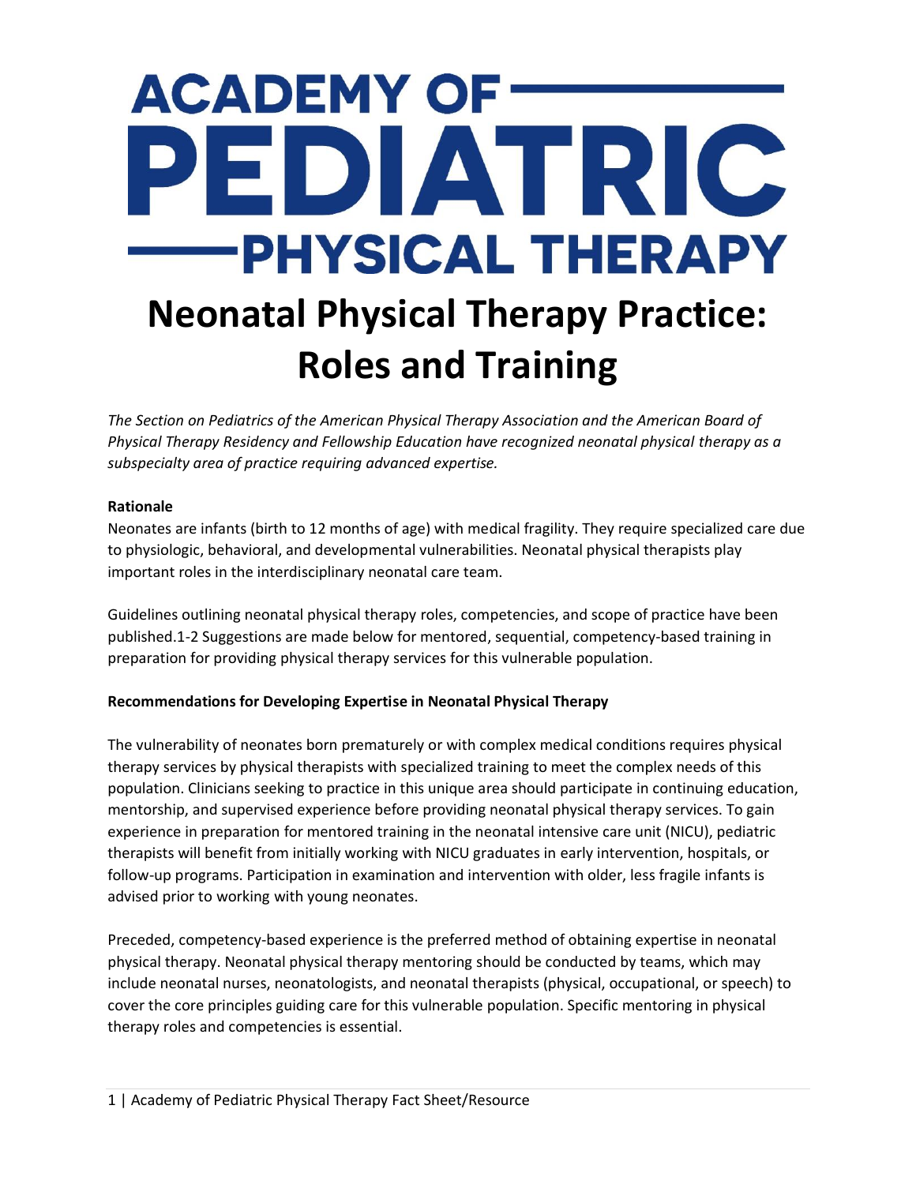# ACADEMY OF PEDIATRIC PHYSICAL THERAPY

# Neonatal Physical Therapy Practice: Roles and Training

*The Section on Pediatrics of the American Physical Therapy Association and the American Board of Physical Therapy Residency and Fellowship Education have recognized neonatal physical therapy as a subspecialty area of practice requiring advanced expertise.*

**Rationale**

Neonates are infants (birth to 12 months of age) with medical fragility. They require specialized care due to physiologic, behavioral, and developmental vulnerabilities. Neonatal physical therapists play important roles in the interdisciplinary neonatal care team.

Guidelines outlining neonatal physical therapy roles, competencies, and scope of practice have been published.1-2 Suggestions are made below for mentored, sequential, competency-based training in preparation for providing physical therapy services for this vulnerable population.

**Recommendations for Developing Expertise in Neonatal Physical Therapy**

The vulnerability of neonates born prematurely or with complex medical conditions requires physical therapy services by physical therapists with specialized training to meet the complex needs of this population. Clinicians seeking to practice in this unique area should participate in continuing education, mentorship, and supervised experience before providing neonatal physical therapy services. To gain experience in preparation for mentored training in the neonatal intensive care unit (NICU), pediatric therapists will benefit from initially working with NICU graduates in early intervention, hospitals, or follow-up programs. Participation in examination and intervention with older, less fragile infants is advised prior to working with young neonates.

Preceded, competency-based experience is the preferred method of obtaining expertise in neonatal physical therapy. Neonatal physical therapy mentoring should be conducted by teams, which may include neonatal nurses, neonatologists, and neonatal therapists (physical, occupational, or speech) to cover the core principles guiding care for this vulnerable population. Specific mentoring in physical therapy roles and competencies is essential.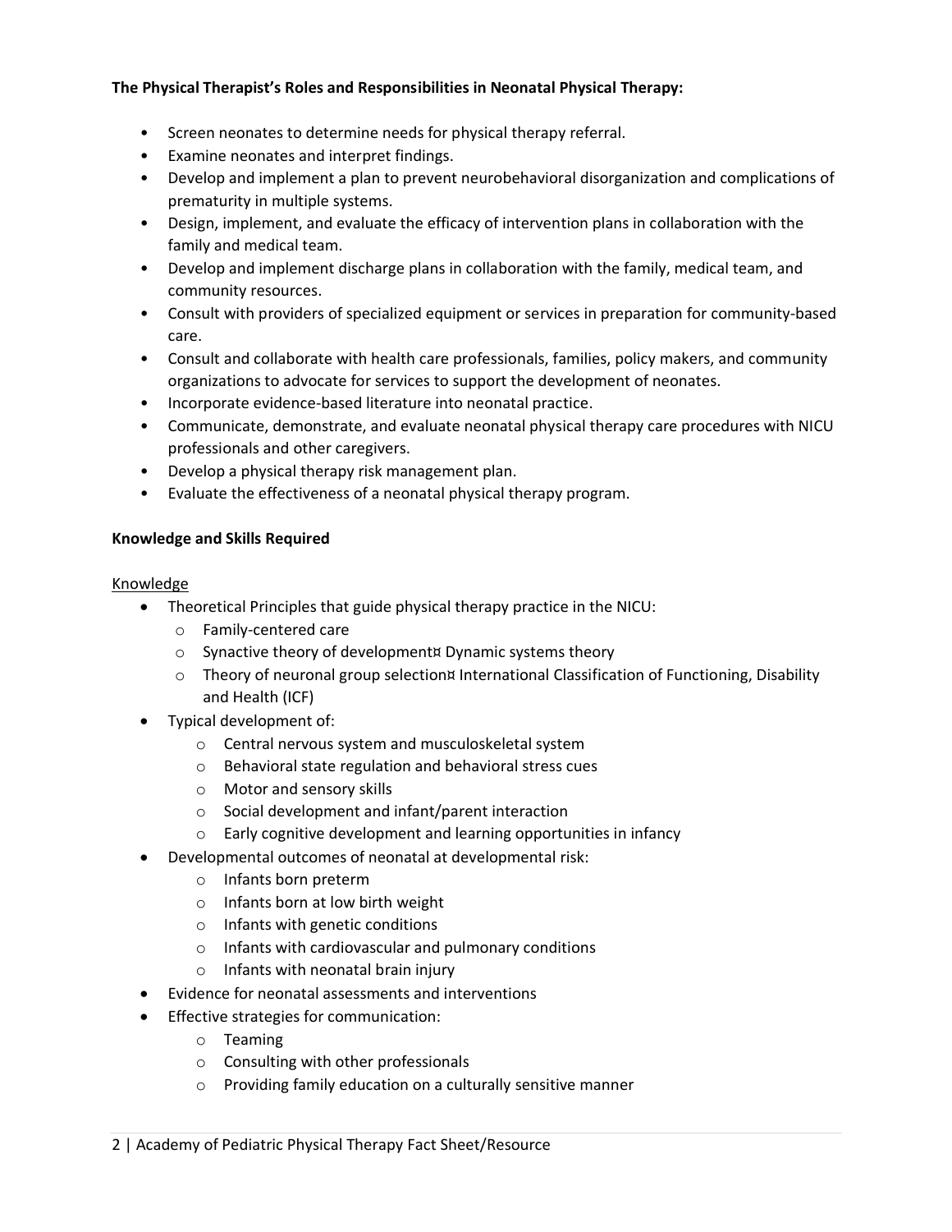**The Physical Therapist's Roles and Responsibilities in Neonatal Physical Therapy:**

- Screen neonates to determine needs for physical therapy referral.
- Examine neonates and interpret findings.
- Develop and implement a plan to prevent neurobehavioral disorganization and complications of prematurity in multiple systems.
- Design, implement, and evaluate the efficacy of intervention plans in collaboration with the family and medical team.
- Develop and implement discharge plans in collaboration with the family, medical team, and community resources.
- Consult with providers of specialized equipment or services in preparation for community-based care.
- Consult and collaborate with health care professionals, families, policy makers, and community organizations to advocate for services to support the development of neonates.
- Incorporate evidence-based literature into neonatal practice.
- Communicate, demonstrate, and evaluate neonatal physical therapy care procedures with NICU professionals and other caregivers.
- Develop a physical therapy risk management plan.
- Evaluate the effectiveness of a neonatal physical therapy program.

**Knowledge and Skills Required**

<u>Knowledge</u>

- Theoretical Principles that guide physical therapy practice in the NICU:
  - Family-centered care
  - Synactive theory of development¤ Dynamic systems theory
  - Theory of neuronal group selection¤ International Classification of Functioning, Disability and Health (ICF)
- Typical development of:
  - Central nervous system and musculoskeletal system
  - Behavioral state regulation and behavioral stress cues
  - Motor and sensory skills
  - Social development and infant/parent interaction
  - Early cognitive development and learning opportunities in infancy
- Developmental outcomes of neonatal at developmental risk:
  - Infants born preterm
  - Infants born at low birth weight
  - Infants with genetic conditions
  - Infants with cardiovascular and pulmonary conditions
  - Infants with neonatal brain injury
- Evidence for neonatal assessments and interventions
- Effective strategies for communication:
  - Teaming
  - Consulting with other professionals
  - Providing family education on a culturally sensitive manner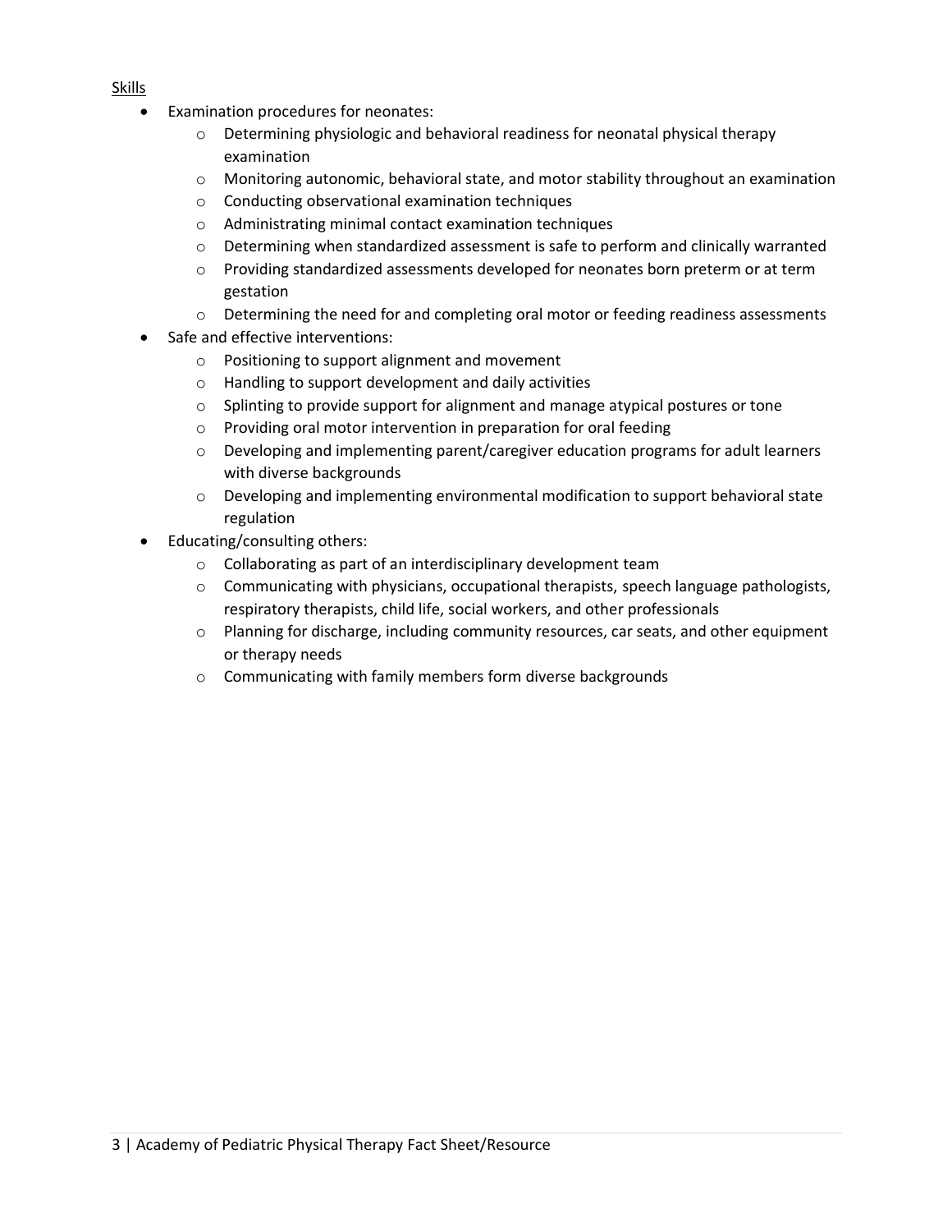<u>Skills</u>

- Examination procedures for neonates:
  - Determining physiologic and behavioral readiness for neonatal physical therapy examination
  - Monitoring autonomic, behavioral state, and motor stability throughout an examination
  - Conducting observational examination techniques
  - Administrating minimal contact examination techniques
  - Determining when standardized assessment is safe to perform and clinically warranted
  - Providing standardized assessments developed for neonates born preterm or at term gestation
  - Determining the need for and completing oral motor or feeding readiness assessments
- Safe and effective interventions:
  - Positioning to support alignment and movement
  - Handling to support development and daily activities
  - Splinting to provide support for alignment and manage atypical postures or tone
  - Providing oral motor intervention in preparation for oral feeding
  - Developing and implementing parent/caregiver education programs for adult learners with diverse backgrounds
  - Developing and implementing environmental modification to support behavioral state regulation
- Educating/consulting others:
  - Collaborating as part of an interdisciplinary development team
  - Communicating with physicians, occupational therapists, speech language pathologists, respiratory therapists, child life, social workers, and other professionals
  - Planning for discharge, including community resources, car seats, and other equipment or therapy needs
  - Communicating with family members form diverse backgrounds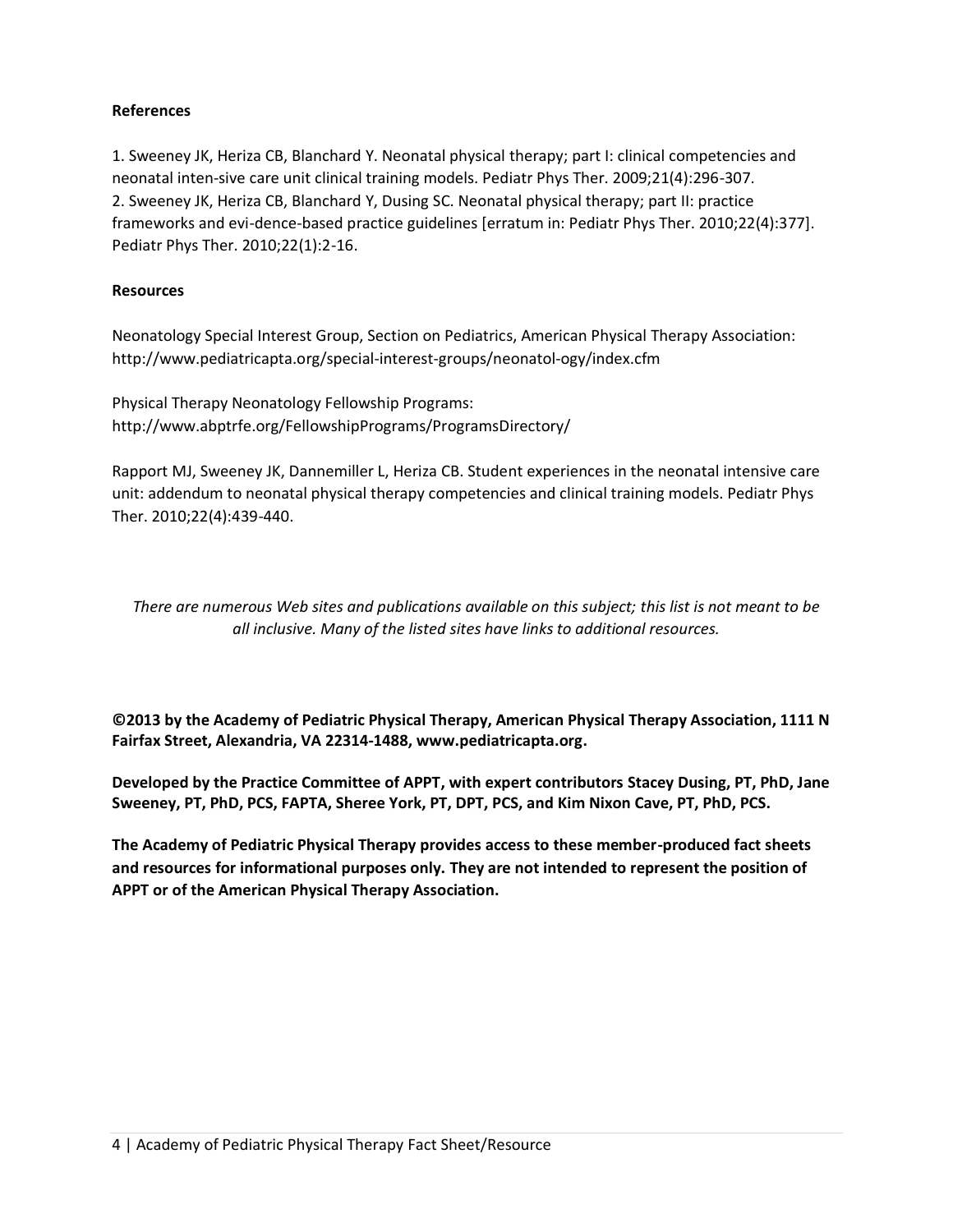**References**

1. Sweeney JK, Heriza CB, Blanchard Y. Neonatal physical therapy; part I: clinical competencies and neonatal inten-sive care unit clinical training models. Pediatr Phys Ther. 2009;21(4):296-307.
2. Sweeney JK, Heriza CB, Blanchard Y, Dusing SC. Neonatal physical therapy; part II: practice frameworks and evi-dence-based practice guidelines [erratum in: Pediatr Phys Ther. 2010;22(4):377]. Pediatr Phys Ther. 2010;22(1):2-16.

**Resources**

Neonatology Special Interest Group, Section on Pediatrics, American Physical Therapy Association: http://www.pediatricapta.org/special-interest-groups/neonatol-ogy/index.cfm

Physical Therapy Neonatology Fellowship Programs: http://www.abptrfe.org/FellowshipPrograms/ProgramsDirectory/

Rapport MJ, Sweeney JK, Dannemiller L, Heriza CB. Student experiences in the neonatal intensive care unit: addendum to neonatal physical therapy competencies and clinical training models. Pediatr Phys Ther. 2010;22(4):439-440.

*There are numerous Web sites and publications available on this subject; this list is not meant to be all inclusive. Many of the listed sites have links to additional resources.*

**©2013 by the Academy of Pediatric Physical Therapy, American Physical Therapy Association, 1111 N Fairfax Street, Alexandria, VA 22314-1488, www.pediatricapta.org.**

**Developed by the Practice Committee of APPT, with expert contributors Stacey Dusing, PT, PhD, Jane Sweeney, PT, PhD, PCS, FAPTA, Sheree York, PT, DPT, PCS, and Kim Nixon Cave, PT, PhD, PCS.**

**The Academy of Pediatric Physical Therapy provides access to these member-produced fact sheets and resources for informational purposes only. They are not intended to represent the position of APPT or of the American Physical Therapy Association.**